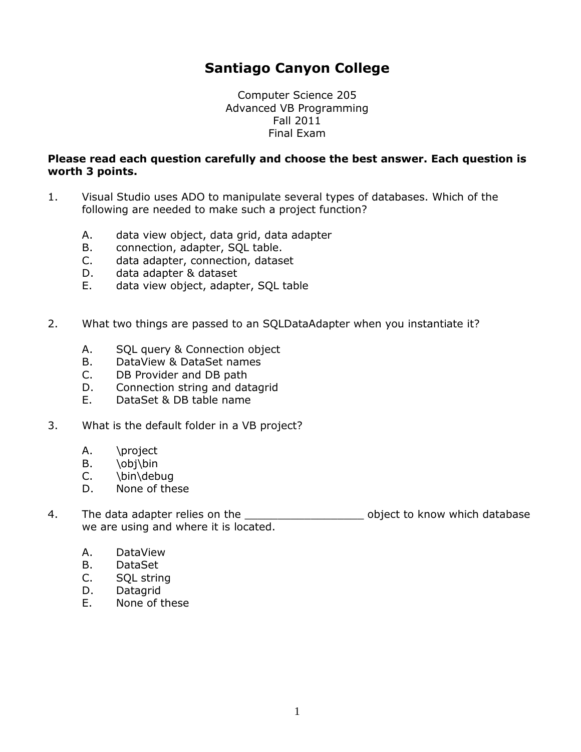# Santiago Canyon College

Computer Science 205
Advanced VB Programming
Fall 2011
Final Exam

**Please read each question carefully and choose the best answer. Each question is worth 3 points.**

1. Visual Studio uses ADO to manipulate several types of databases. Which of the following are needed to make such a project function?

   A. data view object, data grid, data adapter
   B. connection, adapter, SQL table.
   C. data adapter, connection, dataset
   D. data adapter & dataset
   E. data view object, adapter, SQL table

2. What two things are passed to an SQLDataAdapter when you instantiate it?

   A. SQL query & Connection object
   B. DataView & DataSet names
   C. DB Provider and DB path
   D. Connection string and datagrid
   E. DataSet & DB table name

3. What is the default folder in a VB project?

   A. \project
   B. \obj\bin
   C. \bin\debug
   D. None of these

4. The data adapter relies on the __________________ object to know which database we are using and where it is located.

   A. DataView
   B. DataSet
   C. SQL string
   D. Datagrid
   E. None of these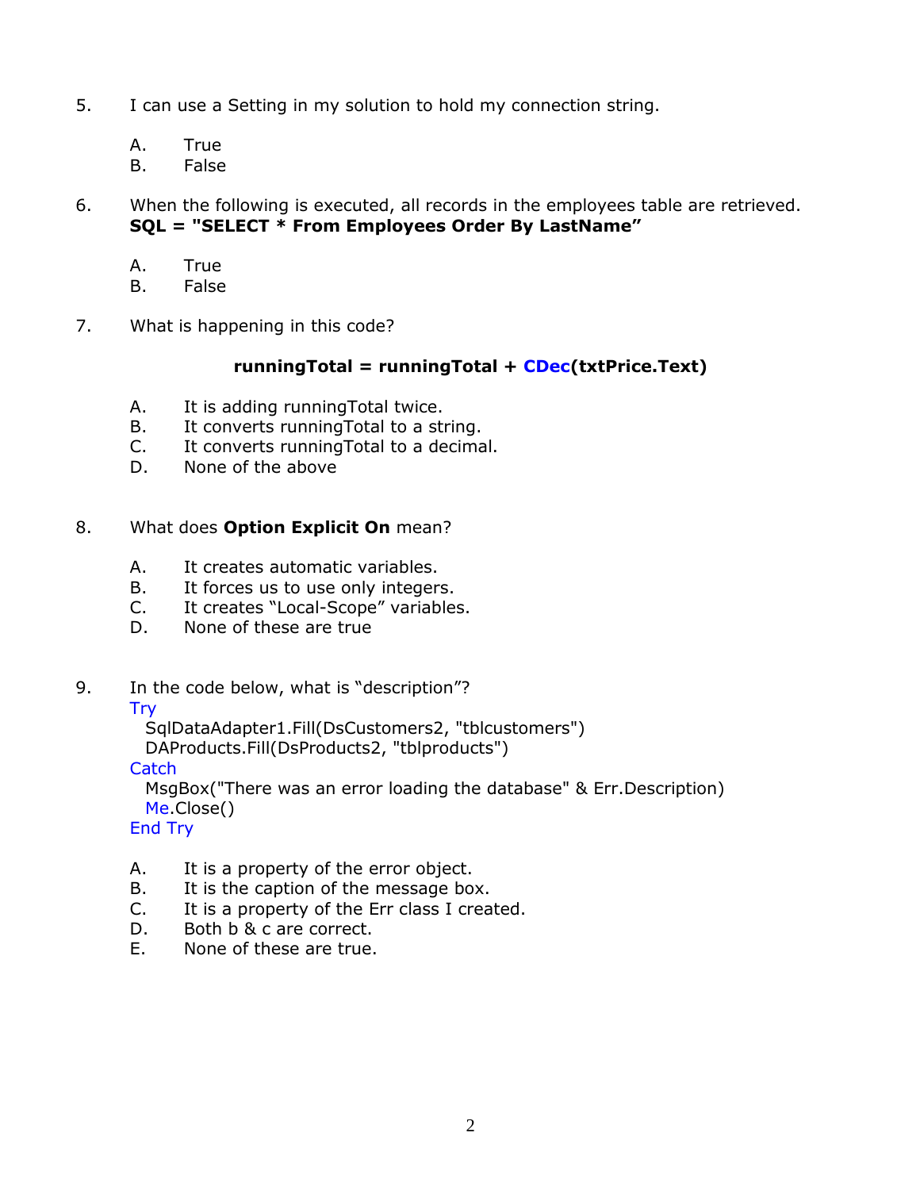5. I can use a Setting in my solution to hold my connection string.

   A. True
   B. False

6. When the following is executed, all records in the employees table are retrieved.
   **SQL = "SELECT * From Employees Order By LastName"**

   A. True
   B. False

7. What is happening in this code?

   ```
   runningTotal = runningTotal + CDec(txtPrice.Text)
   ```

   A. It is adding runningTotal twice.
   B. It converts runningTotal to a string.
   C. It converts runningTotal to a decimal.
   D. None of the above

8. What does **Option Explicit On** mean?

   A. It creates automatic variables.
   B. It forces us to use only integers.
   C. It creates "Local-Scope" variables.
   D. None of these are true

9. In the code below, what is "description"?

   ```
   Try
     SqlDataAdapter1.Fill(DsCustomers2, "tblcustomers")
     DAProducts.Fill(DsProducts2, "tblproducts")
   Catch
     MsgBox("There was an error loading the database" & Err.Description)
     Me.Close()
   End Try
   ```

   A. It is a property of the error object.
   B. It is the caption of the message box.
   C. It is a property of the Err class I created.
   D. Both b & c are correct.
   E. None of these are true.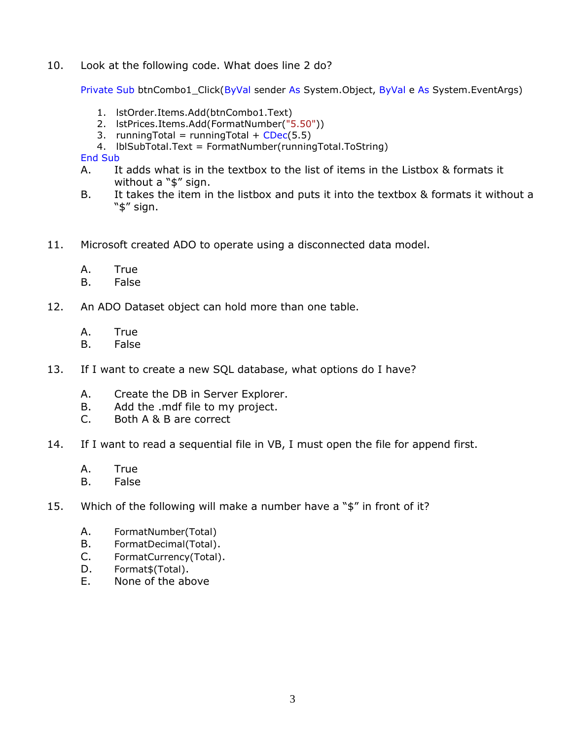10. Look at the following code. What does line 2 do?

```
Private Sub btnCombo1_Click(ByVal sender As System.Object, ByVal e As System.EventArgs)
    1. lstOrder.Items.Add(btnCombo1.Text)
    2. lstPrices.Items.Add(FormatNumber("5.50"))
    3. runningTotal = runningTotal + CDec(5.5)
    4. lblSubTotal.Text = FormatNumber(runningTotal.ToString)
End Sub
```

A. It adds what is in the textbox to the list of items in the Listbox & formats it without a "$" sign.
B. It takes the item in the listbox and puts it into the textbox & formats it without a "$" sign.

11. Microsoft created ADO to operate using a disconnected data model.

A. True
B. False

12. An ADO Dataset object can hold more than one table.

A. True
B. False

13. If I want to create a new SQL database, what options do I have?

A. Create the DB in Server Explorer.
B. Add the .mdf file to my project.
C. Both A & B are correct

14. If I want to read a sequential file in VB, I must open the file for append first.

A. True
B. False

15. Which of the following will make a number have a "$" in front of it?

A. FormatNumber(Total)
B. FormatDecimal(Total).
C. FormatCurrency(Total).
D. Format$(Total).
E. None of the above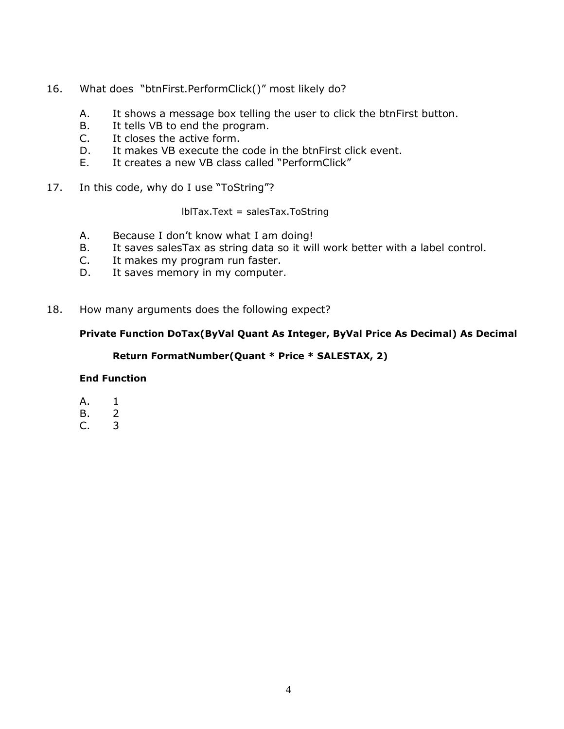16. What does "btnFirst.PerformClick()" most likely do?

    A. It shows a message box telling the user to click the btnFirst button.
    B. It tells VB to end the program.
    C. It closes the active form.
    D. It makes VB execute the code in the btnFirst click event.
    E. It creates a new VB class called "PerformClick"

17. In this code, why do I use "ToString"?

```
lblTax.Text = salesTax.ToString
```

    A. Because I don't know what I am doing!
    B. It saves salesTax as string data so it will work better with a label control.
    C. It makes my program run faster.
    D. It saves memory in my computer.

18. How many arguments does the following expect?

```
Private Function DoTax(ByVal Quant As Integer, ByVal Price As Decimal) As Decimal

    Return FormatNumber(Quant * Price * SALESTAX, 2)

End Function
```

    A. 1
    B. 2
    C. 3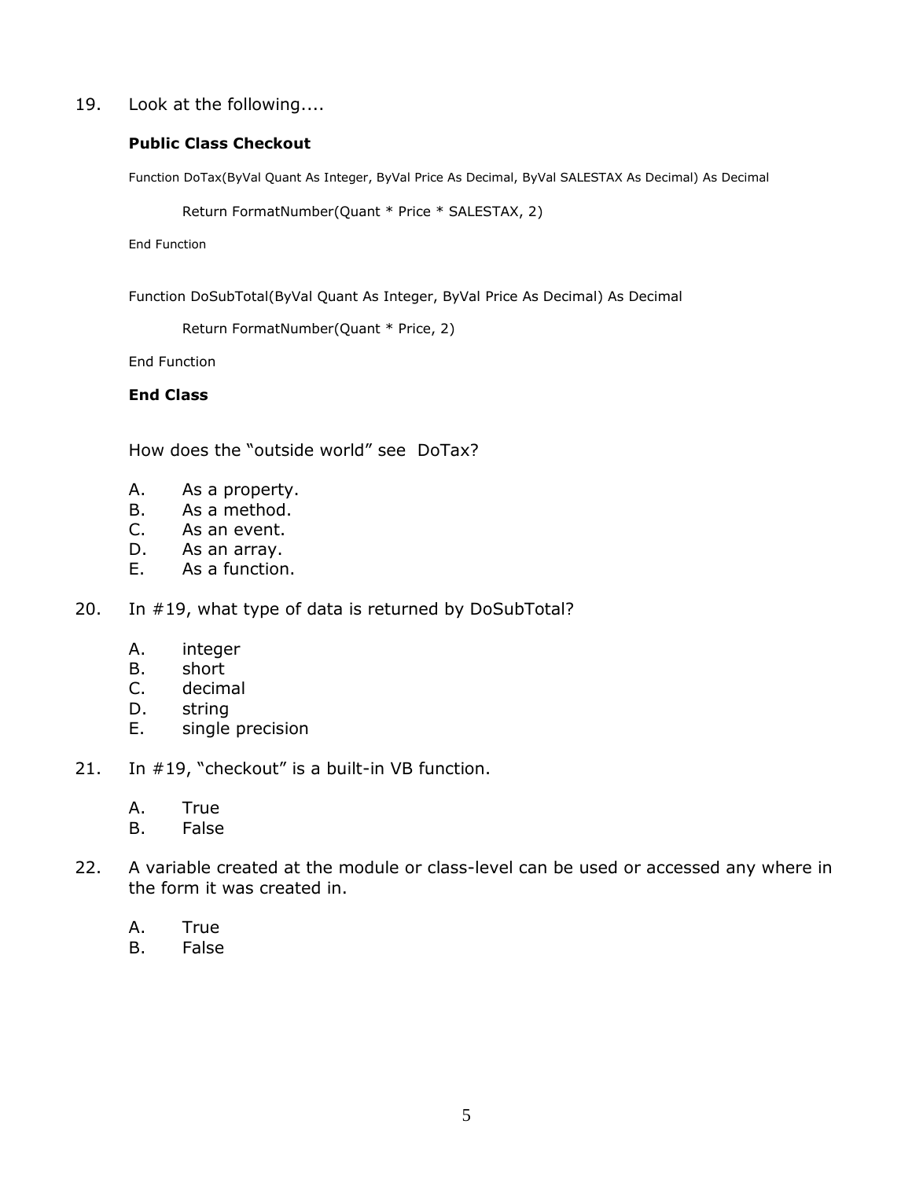19. Look at the following....

```
Public Class Checkout

Function DoTax(ByVal Quant As Integer, ByVal Price As Decimal, ByVal SALESTAX As Decimal) As Decimal

        Return FormatNumber(Quant * Price * SALESTAX, 2)

End Function


Function DoSubTotal(ByVal Quant As Integer, ByVal Price As Decimal) As Decimal

        Return FormatNumber(Quant * Price, 2)

End Function

End Class
```

How does the "outside world" see DoTax?

A. As a property.
B. As a method.
C. As an event.
D. As an array.
E. As a function.

20. In #19, what type of data is returned by DoSubTotal?

A. integer
B. short
C. decimal
D. string
E. single precision

21. In #19, "checkout" is a built-in VB function.

A. True
B. False

22. A variable created at the module or class-level can be used or accessed any where in the form it was created in.

A. True
B. False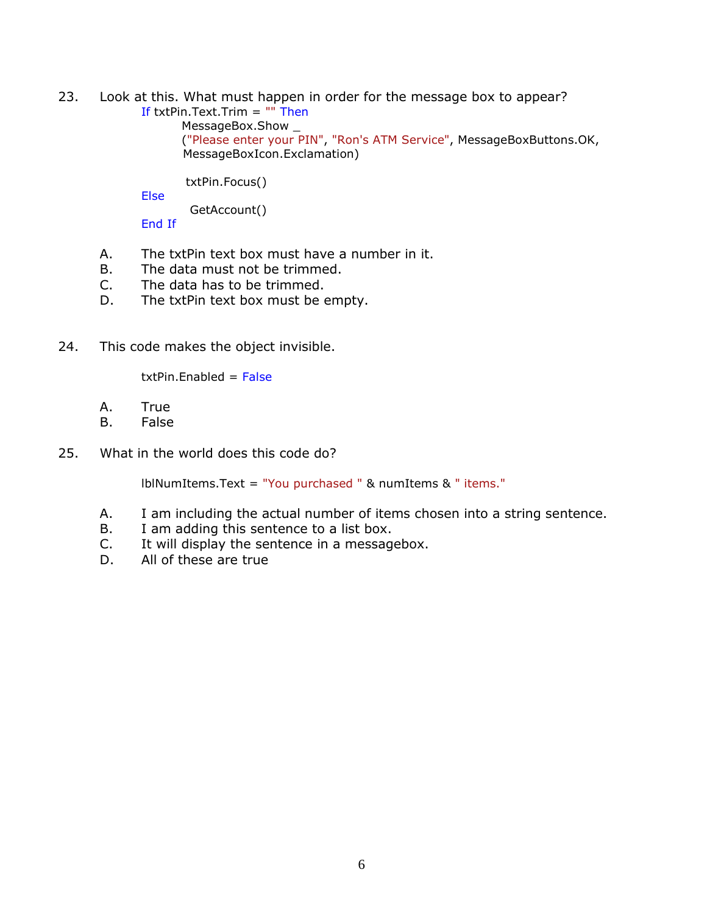23. Look at this. What must happen in order for the message box to appear?

```
If txtPin.Text.Trim = "" Then
        MessageBox.Show _
        ("Please enter your PIN", "Ron's ATM Service", MessageBoxButtons.OK,
        MessageBoxIcon.Exclamation)

        txtPin.Focus()
Else
        GetAccount()
End If
```

A. The txtPin text box must have a number in it.
B. The data must not be trimmed.
C. The data has to be trimmed.
D. The txtPin text box must be empty.

24. This code makes the object invisible.

```
txtPin.Enabled = False
```

A. True
B. False

25. What in the world does this code do?

```
lblNumItems.Text = "You purchased " & numItems & " items."
```

A. I am including the actual number of items chosen into a string sentence.
B. I am adding this sentence to a list box.
C. It will display the sentence in a messagebox.
D. All of these are true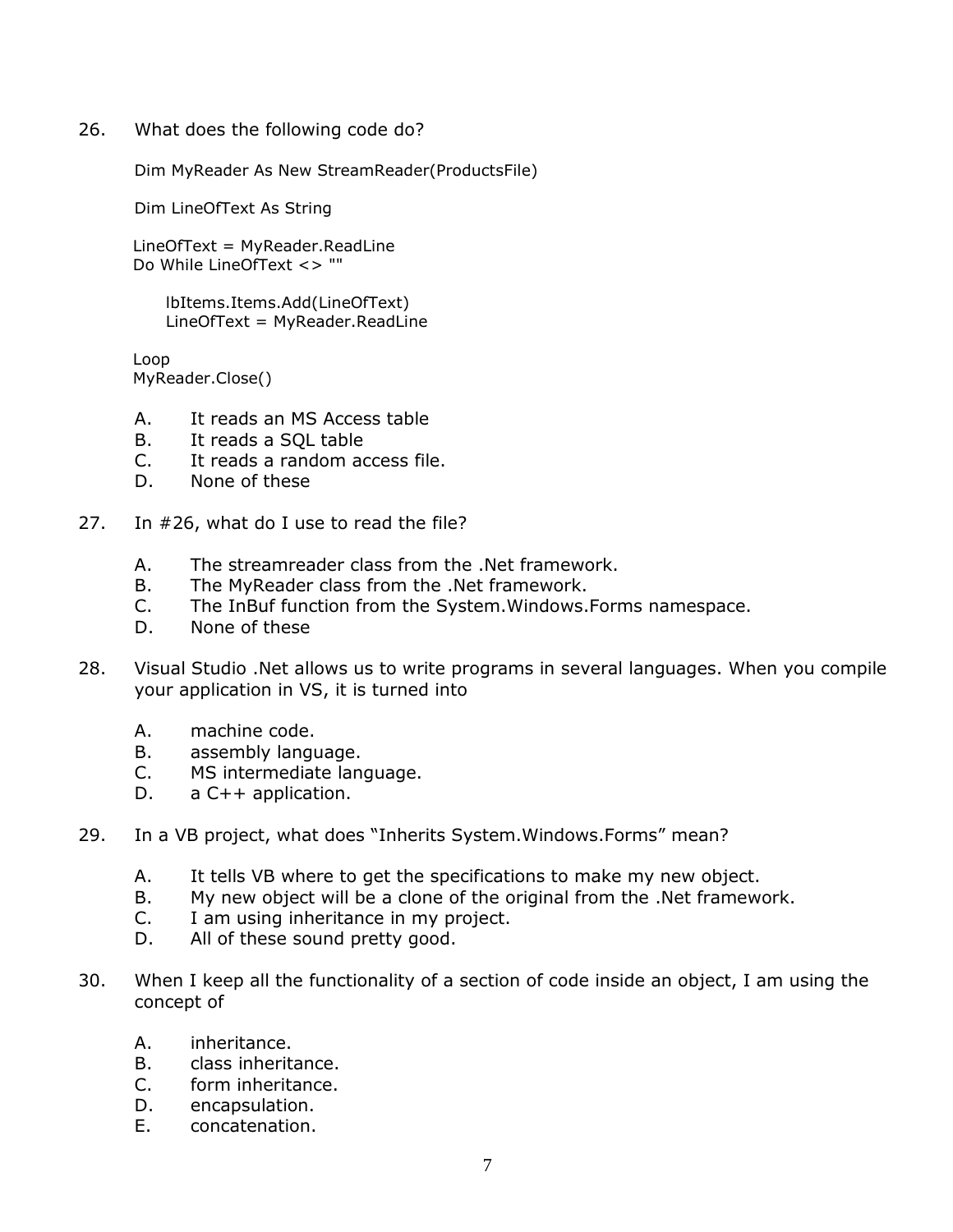26. What does the following code do?

```
Dim MyReader As New StreamReader(ProductsFile)

Dim LineOfText As String

LineOfText = MyReader.ReadLine
Do While LineOfText <> ""

     lbItems.Items.Add(LineOfText)
     LineOfText = MyReader.ReadLine

Loop
MyReader.Close()
```

   A. It reads an MS Access table
   B. It reads a SQL table
   C. It reads a random access file.
   D. None of these

27. In #26, what do I use to read the file?

   A. The streamreader class from the .Net framework.
   B. The MyReader class from the .Net framework.
   C. The InBuf function from the System.Windows.Forms namespace.
   D. None of these

28. Visual Studio .Net allows us to write programs in several languages. When you compile your application in VS, it is turned into

   A. machine code.
   B. assembly language.
   C. MS intermediate language.
   D. a C++ application.

29. In a VB project, what does "Inherits System.Windows.Forms" mean?

   A. It tells VB where to get the specifications to make my new object.
   B. My new object will be a clone of the original from the .Net framework.
   C. I am using inheritance in my project.
   D. All of these sound pretty good.

30. When I keep all the functionality of a section of code inside an object, I am using the concept of

   A. inheritance.
   B. class inheritance.
   C. form inheritance.
   D. encapsulation.
   E. concatenation.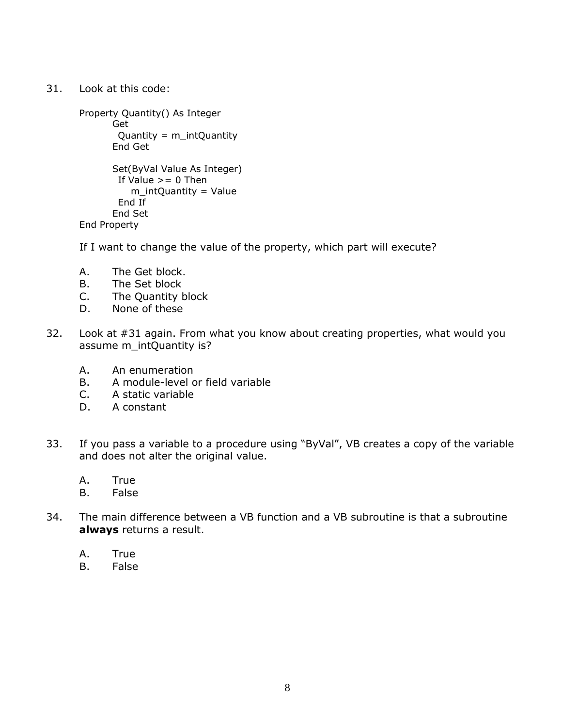31. Look at this code:

```
Property Quantity() As Integer
        Get
          Quantity = m_intQuantity
        End Get

        Set(ByVal Value As Integer)
          If Value >= 0 Then
              m_intQuantity = Value
          End If
        End Set
End Property
```

    If I want to change the value of the property, which part will execute?

    A. The Get block.
    B. The Set block
    C. The Quantity block
    D. None of these

32. Look at #31 again. From what you know about creating properties, what would you assume m_intQuantity is?

    A. An enumeration
    B. A module-level or field variable
    C. A static variable
    D. A constant

33. If you pass a variable to a procedure using "ByVal", VB creates a copy of the variable and does not alter the original value.

    A. True
    B. False

34. The main difference between a VB function and a VB subroutine is that a subroutine **always** returns a result.

    A. True
    B. False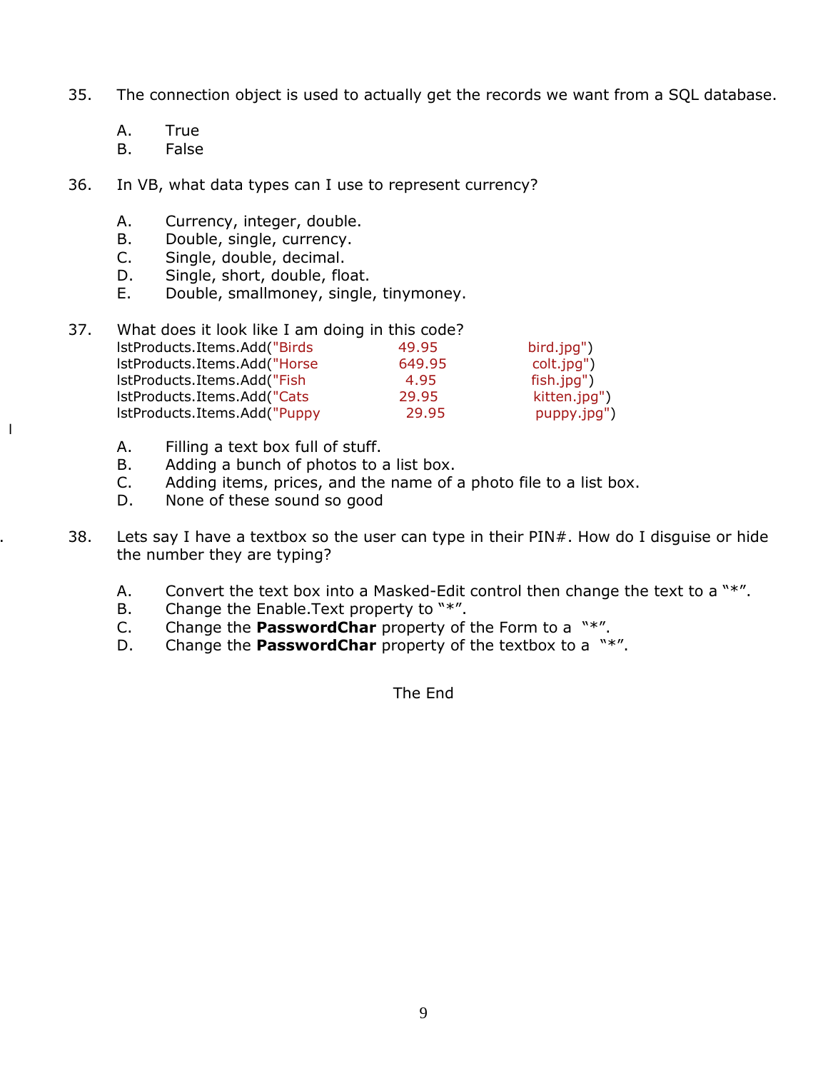35. The connection object is used to actually get the records we want from a SQL database.

    A. True
    B. False

36. In VB, what data types can I use to represent currency?

    A. Currency, integer, double.
    B. Double, single, currency.
    C. Single, double, decimal.
    D. Single, short, double, float.
    E. Double, smallmoney, single, tinymoney.

37. What does it look like I am doing in this code?

```
lstProducts.Items.Add("Birds          49.95          bird.jpg")
lstProducts.Items.Add("Horse          649.95          colt.jpg")
lstProducts.Items.Add("Fish            4.95          fish.jpg")
lstProducts.Items.Add("Cats           29.95           kitten.jpg")
lstProducts.Items.Add("Puppy           29.95           puppy.jpg")
```

    A. Filling a text box full of stuff.
    B. Adding a bunch of photos to a list box.
    C. Adding items, prices, and the name of a photo file to a list box.
    D. None of these sound so good

38. Lets say I have a textbox so the user can type in their PIN#. How do I disguise or hide the number they are typing?

    A. Convert the text box into a Masked-Edit control then change the text to a "*".
    B. Change the Enable.Text property to "*".
    C. Change the **PasswordChar** property of the Form to a "*".
    D. Change the **PasswordChar** property of the textbox to a "*".

The End